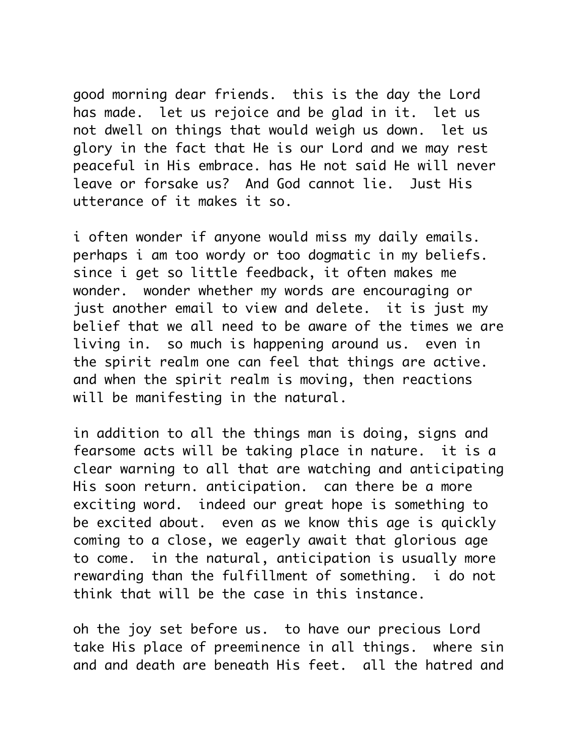good morning dear friends.  this is the day the Lord has made.  let us rejoice and be glad in it.  let us not dwell on things that would weigh us down.  let us glory in the fact that He is our Lord and we may rest peaceful in His embrace. has He not said He will never leave or forsake us?  And God cannot lie.  Just His utterance of it makes it so.

i often wonder if anyone would miss my daily emails. perhaps i am too wordy or too dogmatic in my beliefs. since i get so little feedback, it often makes me wonder.  wonder whether my words are encouraging or just another email to view and delete.  it is just my belief that we all need to be aware of the times we are living in.  so much is happening around us.  even in the spirit realm one can feel that things are active. and when the spirit realm is moving, then reactions will be manifesting in the natural.

in addition to all the things man is doing, signs and fearsome acts will be taking place in nature.  it is a clear warning to all that are watching and anticipating His soon return. anticipation.  can there be a more exciting word.  indeed our great hope is something to be excited about.  even as we know this age is quickly coming to a close, we eagerly await that glorious age to come.  in the natural, anticipation is usually more rewarding than the fulfillment of something.  i do not think that will be the case in this instance.

oh the joy set before us.  to have our precious Lord take His place of preeminence in all things.  where sin and and death are beneath His feet.  all the hatred and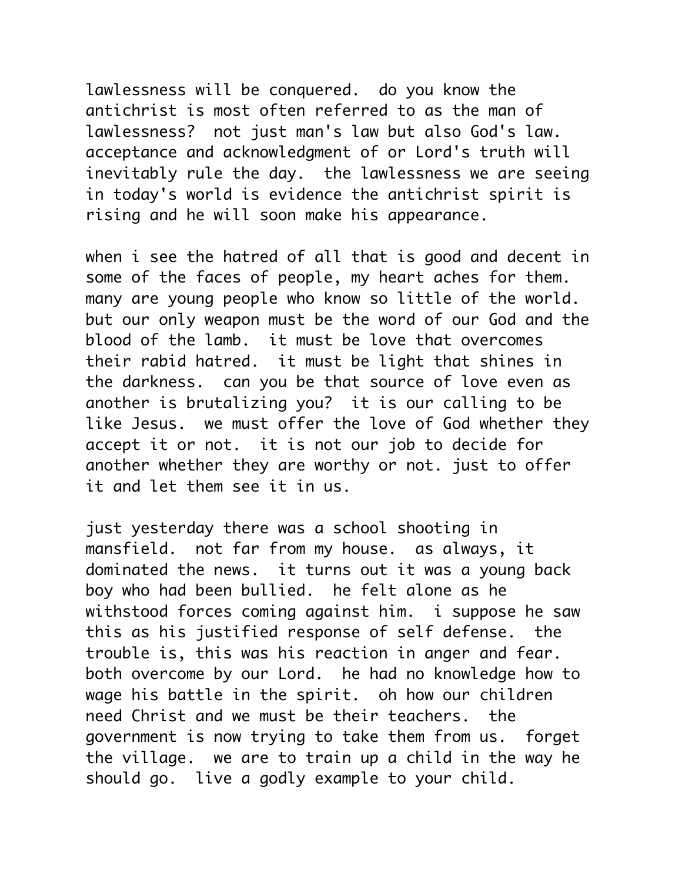lawlessness will be conquered.  do you know the antichrist is most often referred to as the man of lawlessness?  not just man's law but also God's law.  acceptance and acknowledgment of or Lord's truth will inevitably rule the day.  the lawlessness we are seeing in today's world is evidence the antichrist spirit is rising and he will soon make his appearance.

when i see the hatred of all that is good and decent in some of the faces of people, my heart aches for them.  many are young people who know so little of the world.  but our only weapon must be the word of our God and the blood of the lamb.  it must be love that overcomes their rabid hatred.  it must be light that shines in the darkness.  can you be that source of love even as another is brutalizing you?  it is our calling to be like Jesus.  we must offer the love of God whether they accept it or not.  it is not our job to decide for another whether they are worthy or not. just to offer it and let them see it in us.

just yesterday there was a school shooting in mansfield.  not far from my house.  as always, it dominated the news.  it turns out it was a young back boy who had been bullied.  he felt alone as he withstood forces coming against him.  i suppose he saw this as his justified response of self defense.  the trouble is, this was his reaction in anger and fear.  both overcome by our Lord.  he had no knowledge how to wage his battle in the spirit.  oh how our children need Christ and we must be their teachers.  the government is now trying to take them from us.  forget the village.  we are to train up a child in the way he should go.  live a godly example to your child.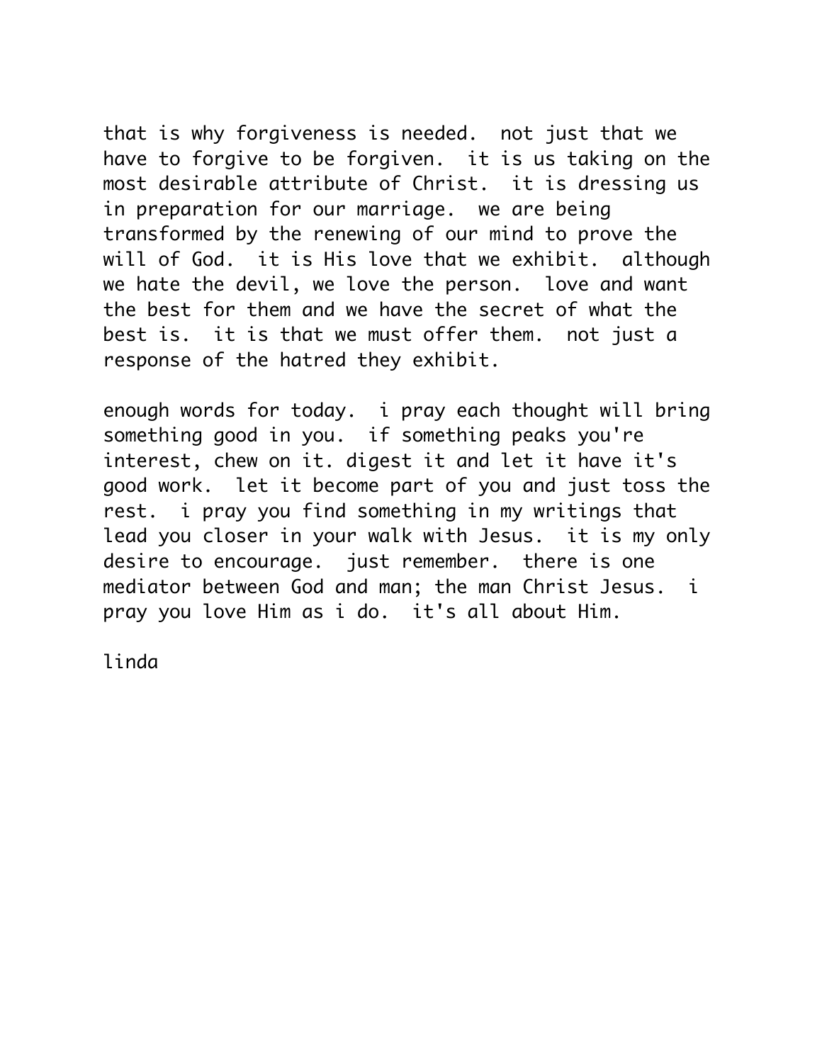that is why forgiveness is needed. not just that we have to forgive to be forgiven. it is us taking on the most desirable attribute of Christ. it is dressing us in preparation for our marriage. we are being transformed by the renewing of our mind to prove the will of God. it is His love that we exhibit. although we hate the devil, we love the person. love and want the best for them and we have the secret of what the best is. it is that we must offer them. not just a response of the hatred they exhibit.

enough words for today. i pray each thought will bring something good in you. if something peaks you're interest, chew on it. digest it and let it have it's good work. let it become part of you and just toss the rest. i pray you find something in my writings that lead you closer in your walk with Jesus. it is my only desire to encourage. just remember. there is one mediator between God and man; the man Christ Jesus. i pray you love Him as i do. it's all about Him.

linda